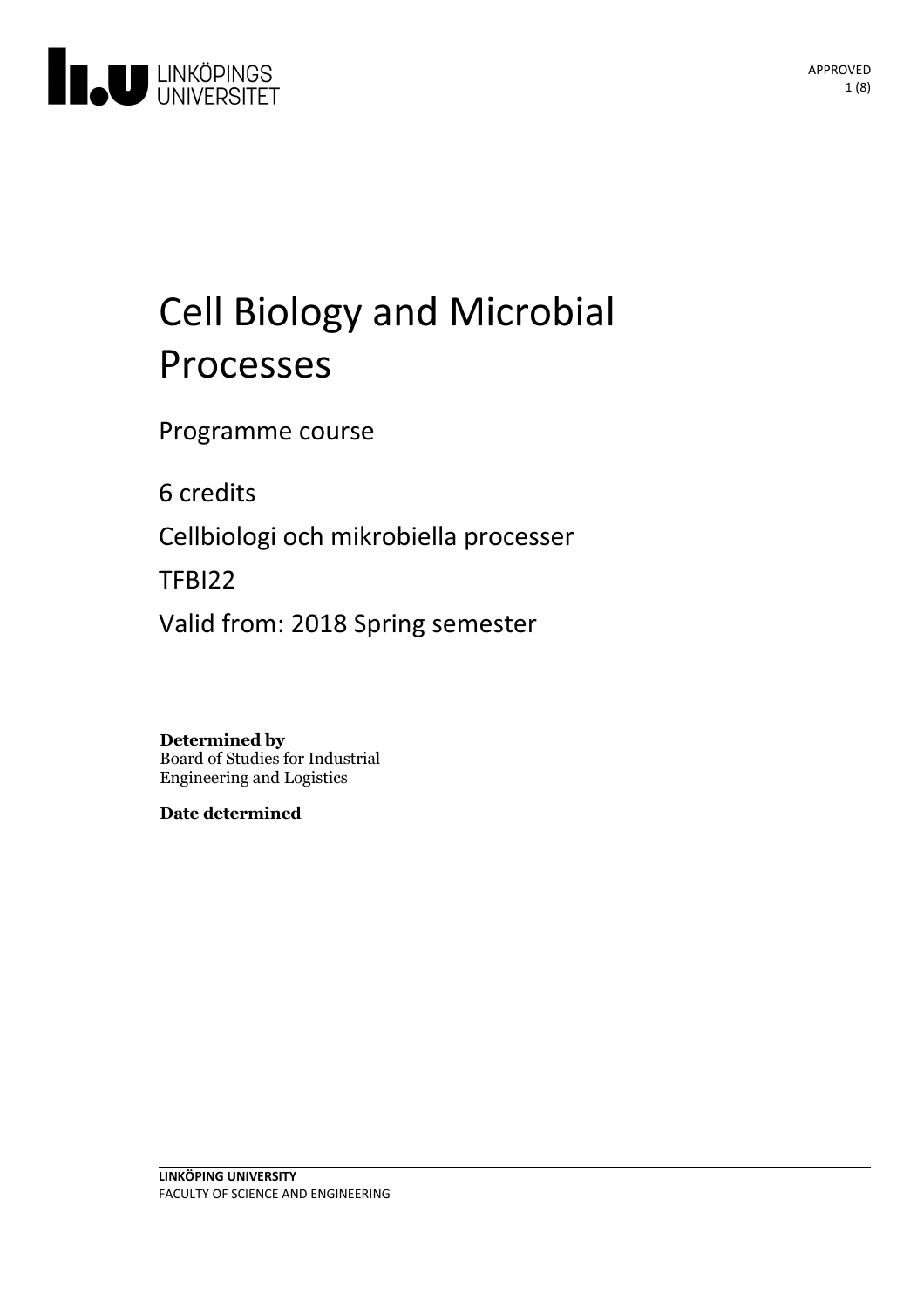# Cell Biology and Microbial Processes

Programme course

6 credits

Cellbiologi och mikrobiella processer

TFBI22

Valid from: 2018 Spring semester

**Determined by**
Board of Studies for Industrial Engineering and Logistics

**Date determined**

**LINKÖPING UNIVERSITY**
FACULTY OF SCIENCE AND ENGINEERING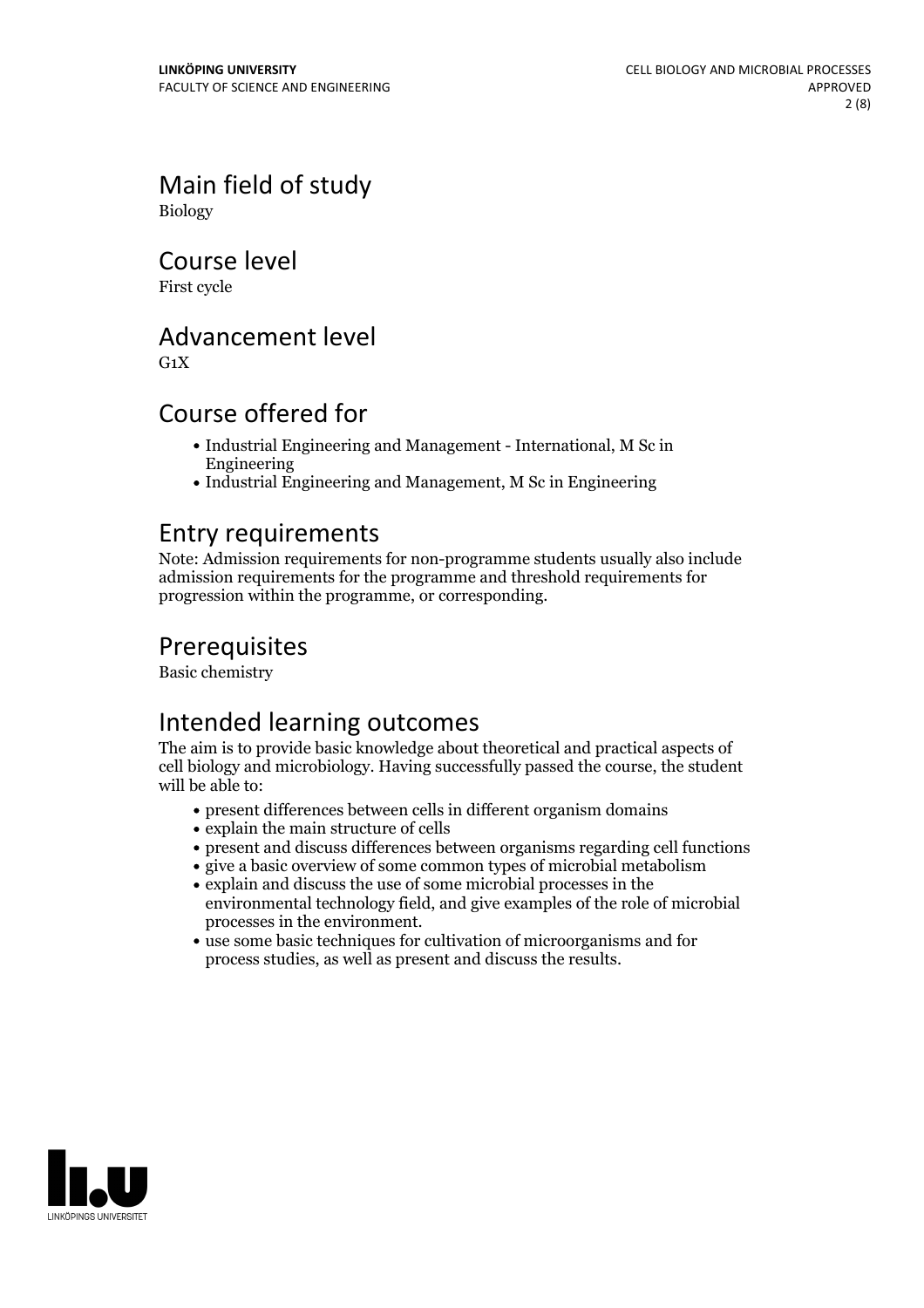## Main field of study

Biology

## Course level

First cycle

## Advancement level

G1X

## Course offered for

- Industrial Engineering and Management - International, M Sc in Engineering
- Industrial Engineering and Management, M Sc in Engineering

## Entry requirements

Note: Admission requirements for non-programme students usually also include admission requirements for the programme and threshold requirements for progression within the programme, or corresponding.

## Prerequisites

Basic chemistry

## Intended learning outcomes

The aim is to provide basic knowledge about theoretical and practical aspects of cell biology and microbiology. Having successfully passed the course, the student will be able to:

- present differences between cells in different organism domains
- explain the main structure of cells
- present and discuss differences between organisms regarding cell functions
- give a basic overview of some common types of microbial metabolism
- explain and discuss the use of some microbial processes in the environmental technology field, and give examples of the role of microbial processes in the environment.
- use some basic techniques for cultivation of microorganisms and for process studies, as well as present and discuss the results.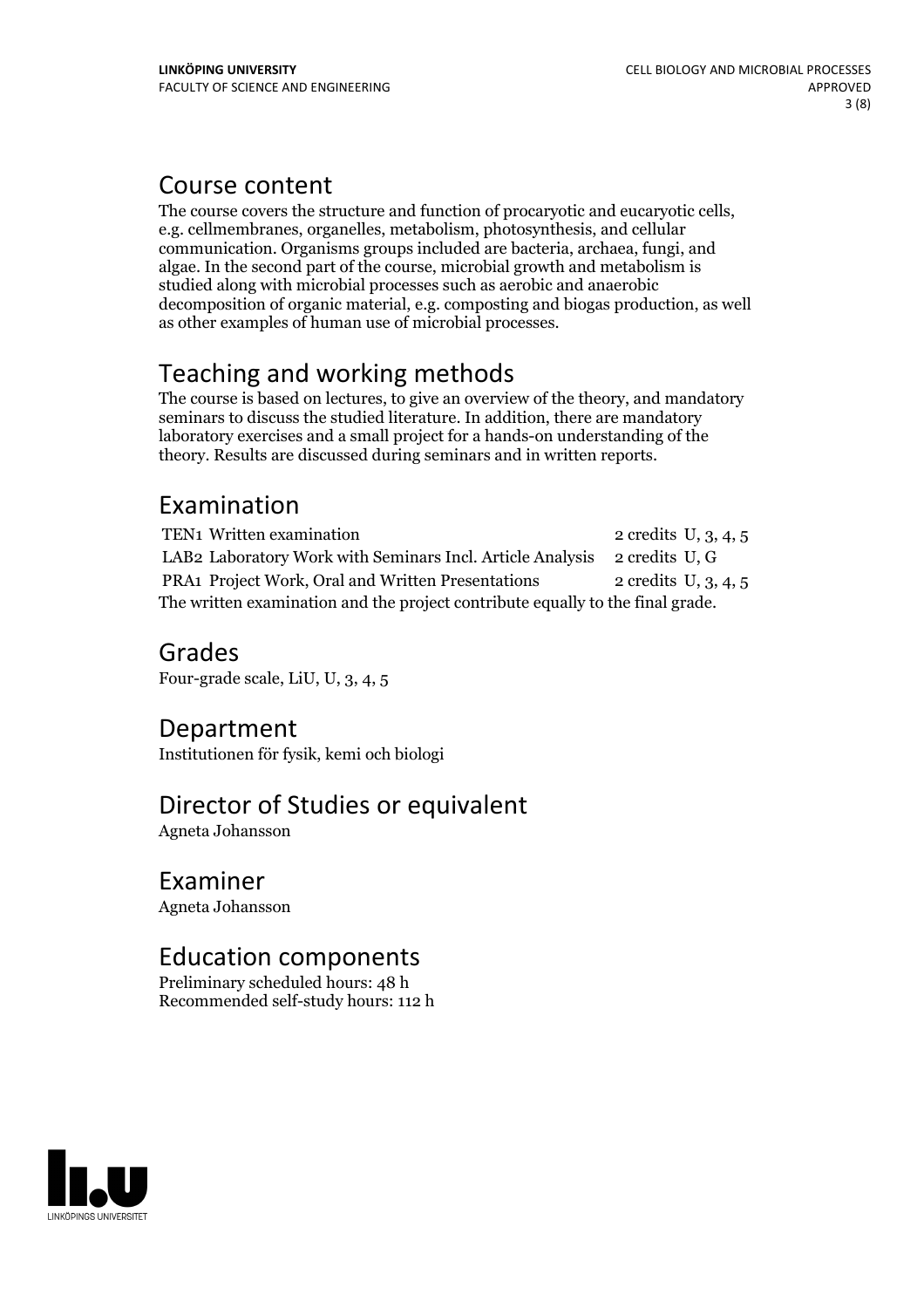## Course content

The course covers the structure and function of procaryotic and eucaryotic cells, e.g. cellmembranes, organelles, metabolism, photosynthesis, and cellular communication. Organisms groups included are bacteria, archaea, fungi, and algae. In the second part of the course, microbial growth and metabolism is studied along with microbial processes such as aerobic and anaerobic decomposition of organic material, e.g. composting and biogas production, as well as other examples of human use of microbial processes.

## Teaching and working methods

The course is based on lectures, to give an overview of the theory, and mandatory seminars to discuss the studied literature. In addition, there are mandatory laboratory exercises and a small project for a hands-on understanding of the theory. Results are discussed during seminars and in written reports.

## Examination

| | | |
|---|---|---|
| TEN1 | Written examination | 2 credits U, 3, 4, 5 |
| LAB2 | Laboratory Work with Seminars Incl. Article Analysis | 2 credits U, G |
| PRA1 | Project Work, Oral and Written Presentations | 2 credits U, 3, 4, 5 |

The written examination and the project contribute equally to the final grade.

## Grades

Four-grade scale, LiU, U, 3, 4, 5

## Department

Institutionen för fysik, kemi och biologi

## Director of Studies or equivalent

Agneta Johansson

## Examiner

Agneta Johansson

## Education components

Preliminary scheduled hours: 48 h
Recommended self-study hours: 112 h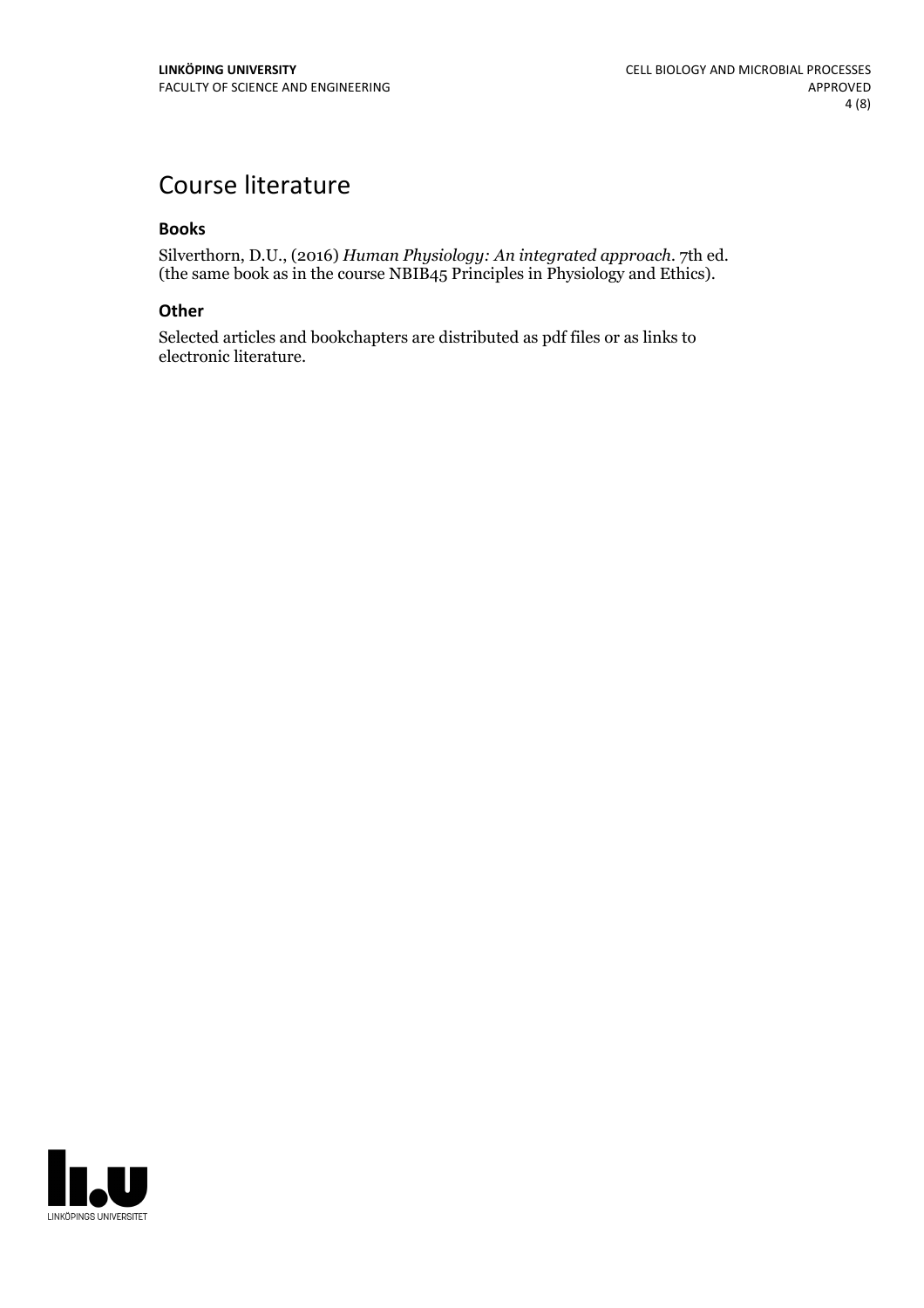# Course literature

### Books

Silverthorn, D.U., (2016) *Human Physiology: An integrated approach*. 7th ed. (the same book as in the course NBIB45 Principles in Physiology and Ethics).

### Other

Selected articles and bookchapters are distributed as pdf files or as links to electronic literature.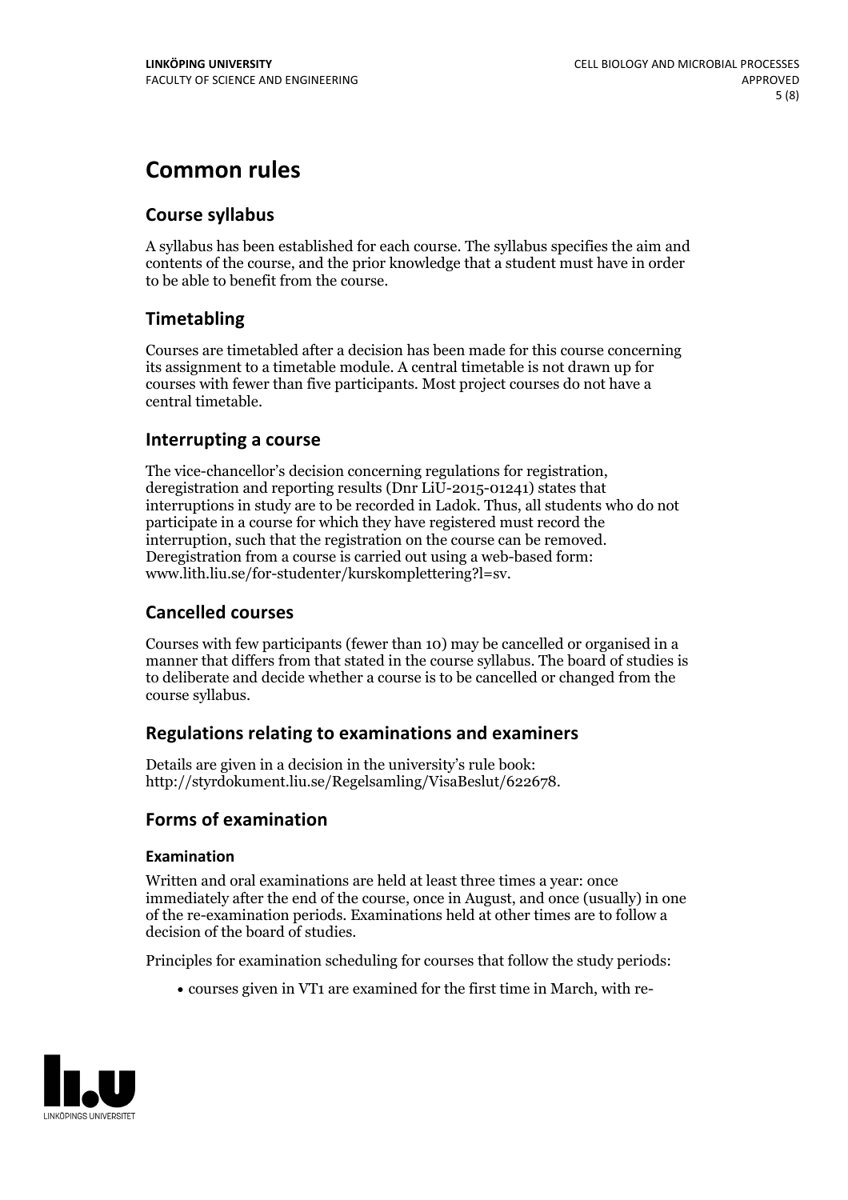# Common rules

## Course syllabus

A syllabus has been established for each course. The syllabus specifies the aim and contents of the course, and the prior knowledge that a student must have in order to be able to benefit from the course.

## Timetabling

Courses are timetabled after a decision has been made for this course concerning its assignment to a timetable module. A central timetable is not drawn up for courses with fewer than five participants. Most project courses do not have a central timetable.

## Interrupting a course

The vice-chancellor's decision concerning regulations for registration, deregistration and reporting results (Dnr LiU-2015-01241) states that interruptions in study are to be recorded in Ladok. Thus, all students who do not participate in a course for which they have registered must record the interruption, such that the registration on the course can be removed. Deregistration from a course is carried out using a web-based form: www.lith.liu.se/for-studenter/kurskomplettering?l=sv.

## Cancelled courses

Courses with few participants (fewer than 10) may be cancelled or organised in a manner that differs from that stated in the course syllabus. The board of studies is to deliberate and decide whether a course is to be cancelled or changed from the course syllabus.

## Regulations relating to examinations and examiners

Details are given in a decision in the university's rule book: http://styrdokument.liu.se/Regelsamling/VisaBeslut/622678.

## Forms of examination

### Examination

Written and oral examinations are held at least three times a year: once immediately after the end of the course, once in August, and once (usually) in one of the re-examination periods. Examinations held at other times are to follow a decision of the board of studies.

Principles for examination scheduling for courses that follow the study periods:

- courses given in VT1 are examined for the first time in March, with re-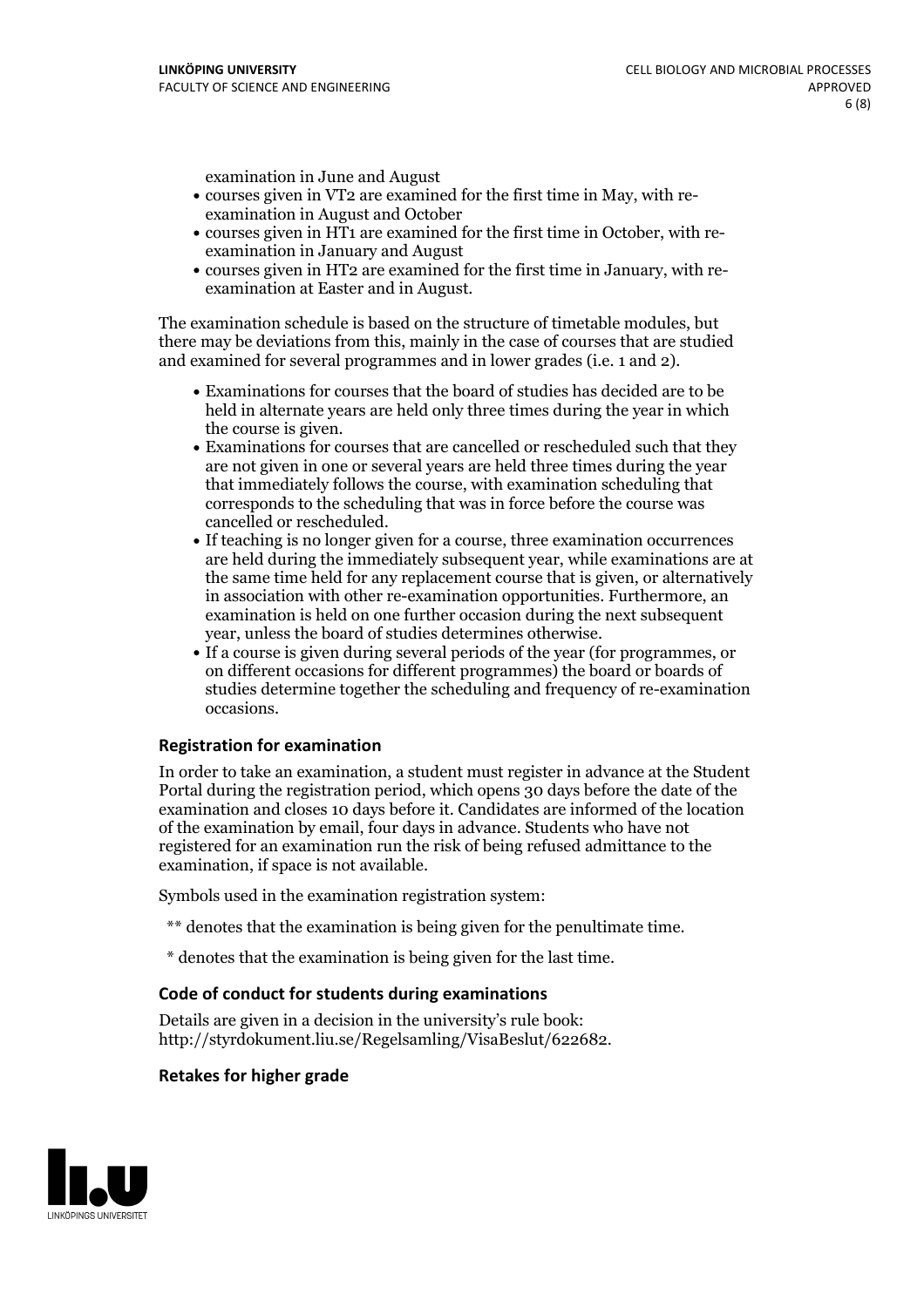examination in June and August

- courses given in VT2 are examined for the first time in May, with re-examination in August and October
- courses given in HT1 are examined for the first time in October, with re-examination in January and August
- courses given in HT2 are examined for the first time in January, with re-examination at Easter and in August.

The examination schedule is based on the structure of timetable modules, but there may be deviations from this, mainly in the case of courses that are studied and examined for several programmes and in lower grades (i.e. 1 and 2).

- Examinations for courses that the board of studies has decided are to be held in alternate years are held only three times during the year in which the course is given.
- Examinations for courses that are cancelled or rescheduled such that they are not given in one or several years are held three times during the year that immediately follows the course, with examination scheduling that corresponds to the scheduling that was in force before the course was cancelled or rescheduled.
- If teaching is no longer given for a course, three examination occurrences are held during the immediately subsequent year, while examinations are at the same time held for any replacement course that is given, or alternatively in association with other re-examination opportunities. Furthermore, an examination is held on one further occasion during the next subsequent year, unless the board of studies determines otherwise.
- If a course is given during several periods of the year (for programmes, or on different occasions for different programmes) the board or boards of studies determine together the scheduling and frequency of re-examination occasions.

### Registration for examination

In order to take an examination, a student must register in advance at the Student Portal during the registration period, which opens 30 days before the date of the examination and closes 10 days before it. Candidates are informed of the location of the examination by email, four days in advance. Students who have not registered for an examination run the risk of being refused admittance to the examination, if space is not available.

Symbols used in the examination registration system:

** denotes that the examination is being given for the penultimate time.

* denotes that the examination is being given for the last time.

### Code of conduct for students during examinations

Details are given in a decision in the university's rule book: http://styrdokument.liu.se/Regelsamling/VisaBeslut/622682.

### Retakes for higher grade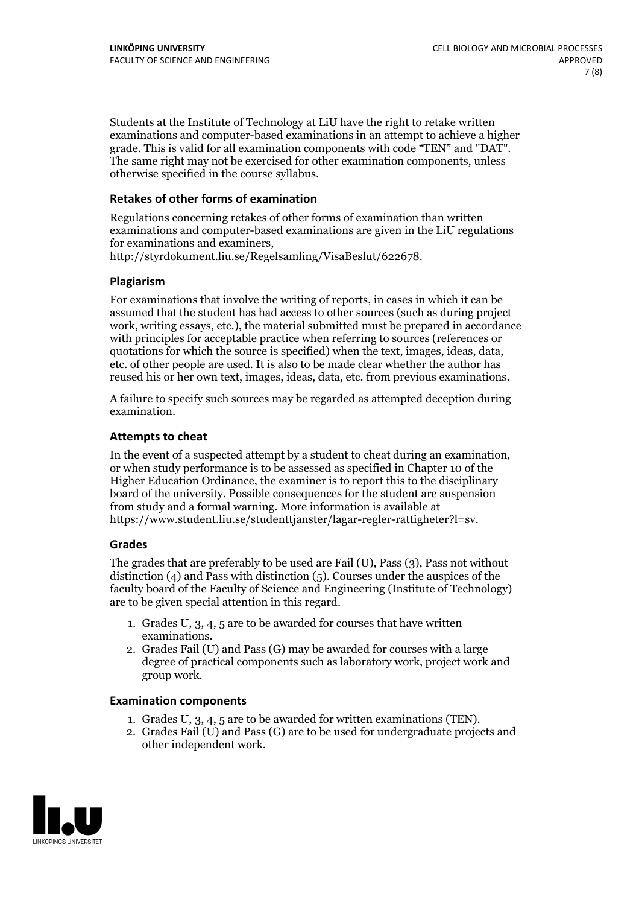Students at the Institute of Technology at LiU have the right to retake written examinations and computer-based examinations in an attempt to achieve a higher grade. This is valid for all examination components with code "TEN" and "DAT". The same right may not be exercised for other examination components, unless otherwise specified in the course syllabus.

### Retakes of other forms of examination

Regulations concerning retakes of other forms of examination than written examinations and computer-based examinations are given in the LiU regulations for examinations and examiners, http://styrdokument.liu.se/Regelsamling/VisaBeslut/622678.

### Plagiarism

For examinations that involve the writing of reports, in cases in which it can be assumed that the student has had access to other sources (such as during project work, writing essays, etc.), the material submitted must be prepared in accordance with principles for acceptable practice when referring to sources (references or quotations for which the source is specified) when the text, images, ideas, data, etc. of other people are used. It is also to be made clear whether the author has reused his or her own text, images, ideas, data, etc. from previous examinations.

A failure to specify such sources may be regarded as attempted deception during examination.

### Attempts to cheat

In the event of a suspected attempt by a student to cheat during an examination, or when study performance is to be assessed as specified in Chapter 10 of the Higher Education Ordinance, the examiner is to report this to the disciplinary board of the university. Possible consequences for the student are suspension from study and a formal warning. More information is available at https://www.student.liu.se/studenttjanster/lagar-regler-rattigheter?l=sv.

### Grades

The grades that are preferably to be used are Fail (U), Pass (3), Pass not without distinction (4) and Pass with distinction (5). Courses under the auspices of the faculty board of the Faculty of Science and Engineering (Institute of Technology) are to be given special attention in this regard.

1. Grades U, 3, 4, 5 are to be awarded for courses that have written examinations.
2. Grades Fail (U) and Pass (G) may be awarded for courses with a large degree of practical components such as laboratory work, project work and group work.

### Examination components

1. Grades U, 3, 4, 5 are to be awarded for written examinations (TEN).
2. Grades Fail (U) and Pass (G) are to be used for undergraduate projects and other independent work.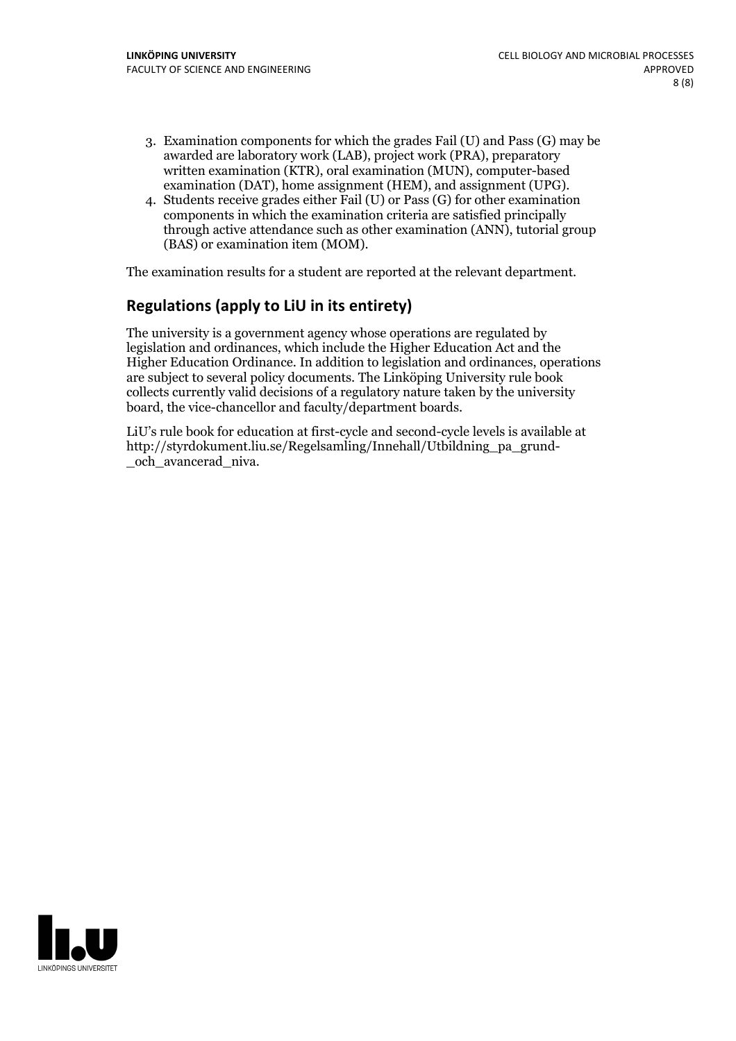3. Examination components for which the grades Fail (U) and Pass (G) may be awarded are laboratory work (LAB), project work (PRA), preparatory written examination (KTR), oral examination (MUN), computer-based examination (DAT), home assignment (HEM), and assignment (UPG).
4. Students receive grades either Fail (U) or Pass (G) for other examination components in which the examination criteria are satisfied principally through active attendance such as other examination (ANN), tutorial group (BAS) or examination item (MOM).

The examination results for a student are reported at the relevant department.

## Regulations (apply to LiU in its entirety)

The university is a government agency whose operations are regulated by legislation and ordinances, which include the Higher Education Act and the Higher Education Ordinance. In addition to legislation and ordinances, operations are subject to several policy documents. The Linköping University rule book collects currently valid decisions of a regulatory nature taken by the university board, the vice-chancellor and faculty/department boards.

LiU's rule book for education at first-cycle and second-cycle levels is available at http://styrdokument.liu.se/Regelsamling/Innehall/Utbildning_pa_grund-_och_avancerad_niva.